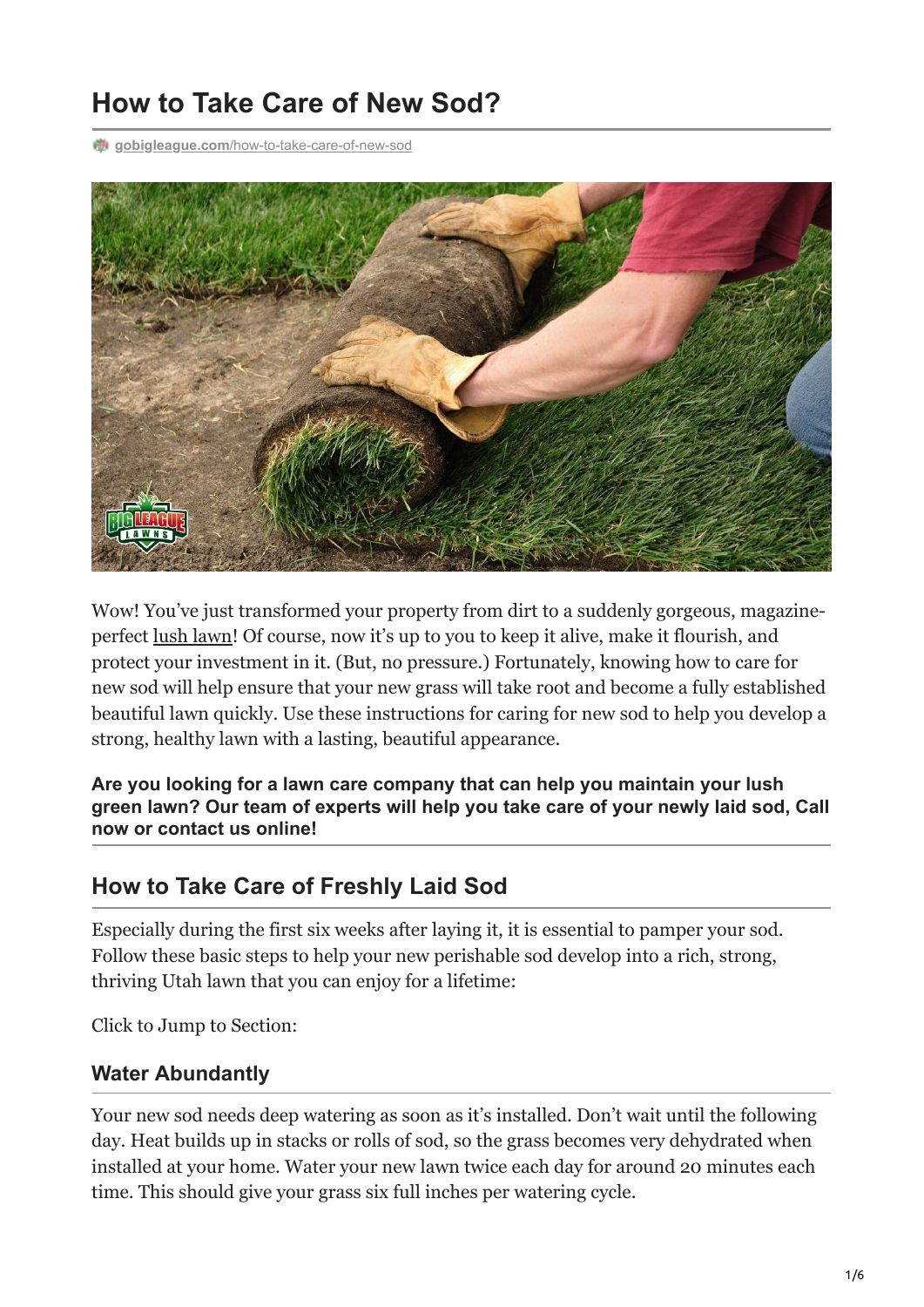# How to Take Care of New Sod?

gobigleague.com/how-to-take-care-of-new-sod

Wow! You've just transformed your property from dirt to a suddenly gorgeous, magazine-perfect lush lawn! Of course, now it's up to you to keep it alive, make it flourish, and protect your investment in it. (But, no pressure.) Fortunately, knowing how to care for new sod will help ensure that your new grass will take root and become a fully established beautiful lawn quickly. Use these instructions for caring for new sod to help you develop a strong, healthy lawn with a lasting, beautiful appearance.

**Are you looking for a lawn care company that can help you maintain your lush green lawn? Our team of experts will help you take care of your newly laid sod, Call now or contact us online!**

## How to Take Care of Freshly Laid Sod

Especially during the first six weeks after laying it, it is essential to pamper your sod. Follow these basic steps to help your new perishable sod develop into a rich, strong, thriving Utah lawn that you can enjoy for a lifetime:

Click to Jump to Section:

### Water Abundantly

Your new sod needs deep watering as soon as it's installed. Don't wait until the following day. Heat builds up in stacks or rolls of sod, so the grass becomes very dehydrated when installed at your home. Water your new lawn twice each day for around 20 minutes each time. This should give your grass six full inches per watering cycle.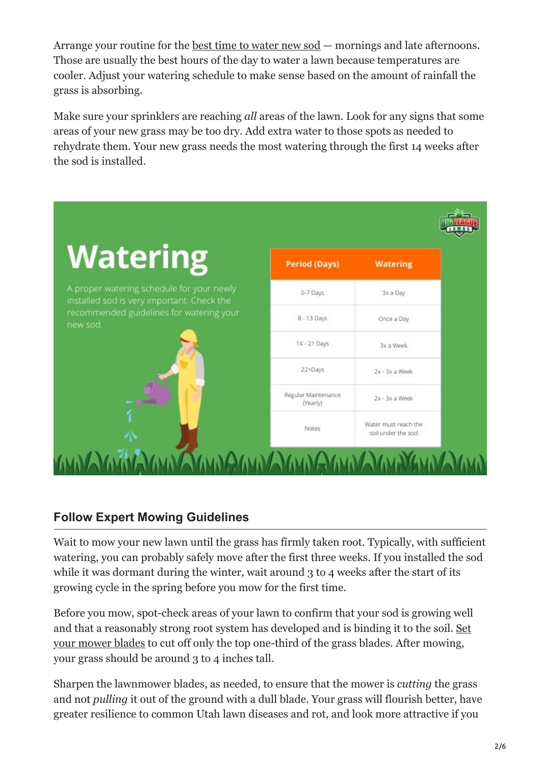Arrange your routine for the best time to water new sod — mornings and late afternoons. Those are usually the best hours of the day to water a lawn because temperatures are cooler. Adjust your watering schedule to make sense based on the amount of rainfall the grass is absorbing.

Make sure your sprinklers are reaching *all* areas of the lawn. Look for any signs that some areas of your new grass may be too dry. Add extra water to those spots as needed to rehydrate them. Your new grass needs the most watering through the first 14 weeks after the sod is installed.

# Watering

A proper watering schedule for your newly installed sod is very important. Check the recommended guidelines for watering your new sod.

| Period (Days) | Watering |
|---|---|
| 0-7 Days | 3x a Day |
| 8 - 13 Days | Once a Day |
| 14 - 21 Days | 3x a Week |
| 22+Days | 2x - 3x a Week |
| Regular Maintenance (Yearly) | 2x - 3x a Week |
| Notes | Water must reach the soil under the sod |

### Follow Expert Mowing Guidelines

Wait to mow your new lawn until the grass has firmly taken root. Typically, with sufficient watering, you can probably safely move after the first three weeks. If you installed the sod while it was dormant during the winter, wait around 3 to 4 weeks after the start of its growing cycle in the spring before you mow for the first time.

Before you mow, spot-check areas of your lawn to confirm that your sod is growing well and that a reasonably strong root system has developed and is binding it to the soil. Set your mower blades to cut off only the top one-third of the grass blades. After mowing, your grass should be around 3 to 4 inches tall.

Sharpen the lawnmower blades, as needed, to ensure that the mower is *cutting* the grass and not *pulling* it out of the ground with a dull blade. Your grass will flourish better, have greater resilience to common Utah lawn diseases and rot, and look more attractive if you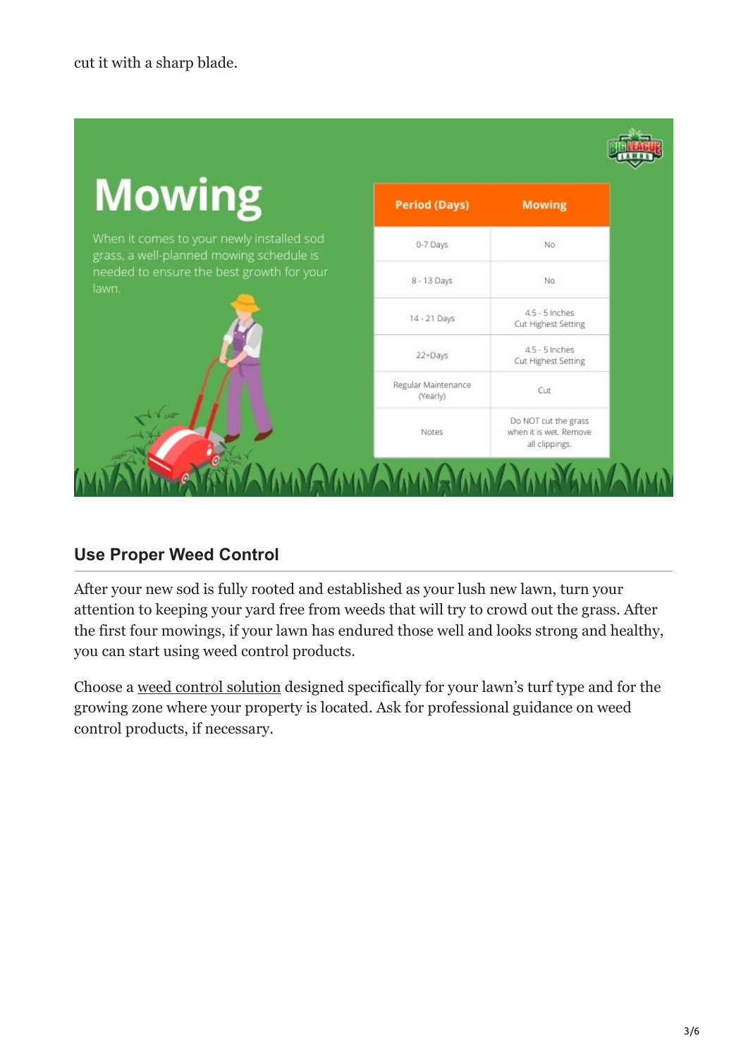cut it with a sharp blade.

# Mowing

When it comes to your newly installed sod grass, a well-planned mowing schedule is needed to ensure the best growth for your lawn.

| Period (Days) | Mowing |
| --- | --- |
| 0-7 Days | No |
| 8 - 13 Days | No |
| 14 - 21 Days | 4.5 - 5 Inches Cut Highest Setting |
| 22+Days | 4.5 - 5 Inches Cut Highest Setting |
| Regular Maintenance (Yearly) | Cut |
| Notes | Do NOT cut the grass when it is wet. Remove all clippings. |

## Use Proper Weed Control

After your new sod is fully rooted and established as your lush new lawn, turn your attention to keeping your yard free from weeds that will try to crowd out the grass. After the first four mowings, if your lawn has endured those well and looks strong and healthy, you can start using weed control products.

Choose a weed control solution designed specifically for your lawn's turf type and for the growing zone where your property is located. Ask for professional guidance on weed control products, if necessary.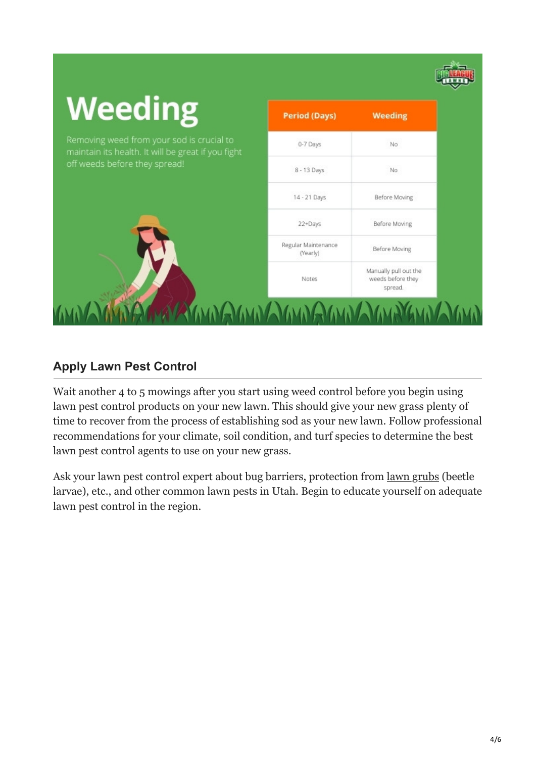# Weeding

Removing weed from your sod is crucial to maintain its health. It will be great if you fight off weeds before they spread!

| Period (Days) | Weeding |
| --- | --- |
| 0-7 Days | No |
| 8 - 13 Days | No |
| 14 - 21 Days | Before Mowing |
| 22+Days | Before Mowing |
| Regular Maintenance (Yearly) | Before Mowing |
| Notes | Manually pull out the weeds before they spread. |

## Apply Lawn Pest Control

Wait another 4 to 5 mowings after you start using weed control before you begin using lawn pest control products on your new lawn. This should give your new grass plenty of time to recover from the process of establishing sod as your new lawn. Follow professional recommendations for your climate, soil condition, and turf species to determine the best lawn pest control agents to use on your new grass.

Ask your lawn pest control expert about bug barriers, protection from lawn grubs (beetle larvae), etc., and other common lawn pests in Utah. Begin to educate yourself on adequate lawn pest control in the region.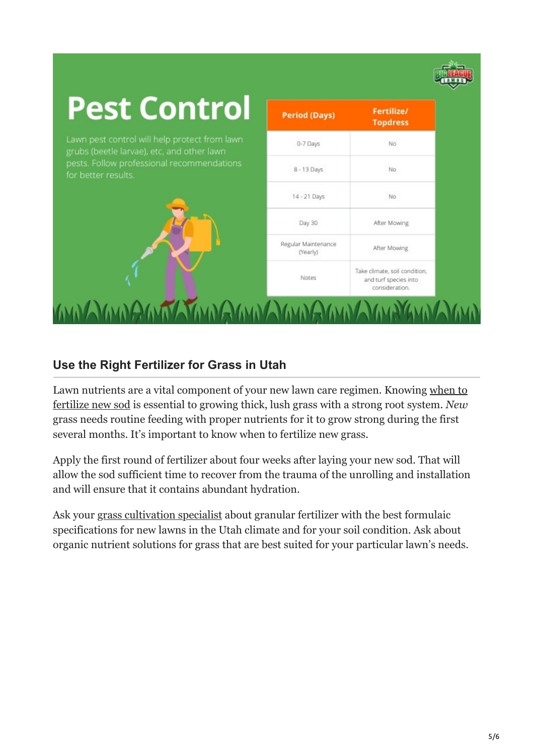# Pest Control

Lawn pest control will help protect from lawn grubs (beetle larvae), etc, and other lawn pests. Follow professional recommendations for better results.

| Period (Days) | Fertilize/ Topdress |
|---|---|
| 0-7 Days | No |
| 8 - 13 Days | No |
| 14 - 21 Days | No |
| Day 30 | After Mowing |
| Regular Maintenance (Yearly) | After Mowing |
| Notes | Take climate, soil condition, and turf species into consideration. |

## Use the Right Fertilizer for Grass in Utah

Lawn nutrients are a vital component of your new lawn care regimen. Knowing when to fertilize new sod is essential to growing thick, lush grass with a strong root system. *New* grass needs routine feeding with proper nutrients for it to grow strong during the first several months. It's important to know when to fertilize new grass.

Apply the first round of fertilizer about four weeks after laying your new sod. That will allow the sod sufficient time to recover from the trauma of the unrolling and installation and will ensure that it contains abundant hydration.

Ask your grass cultivation specialist about granular fertilizer with the best formulaic specifications for new lawns in the Utah climate and for your soil condition. Ask about organic nutrient solutions for grass that are best suited for your particular lawn's needs.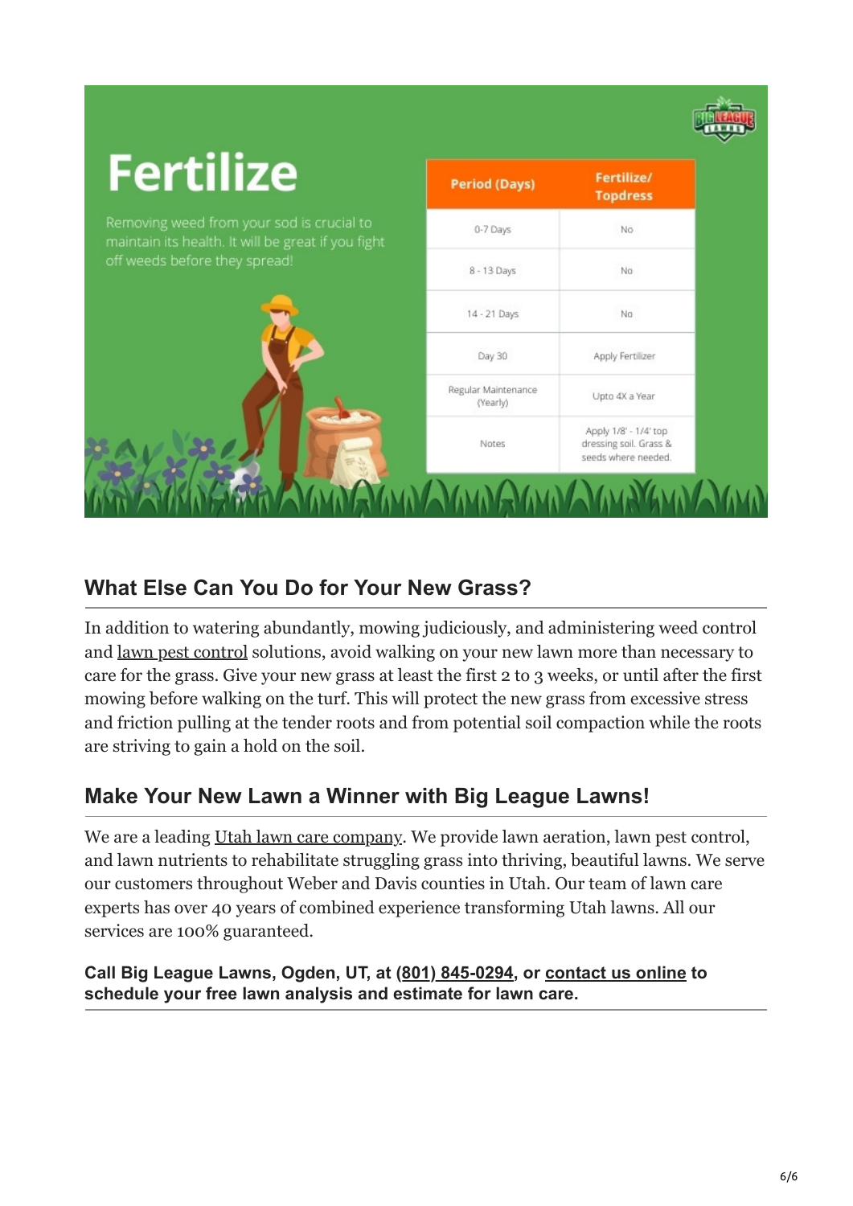# Fertilize

Removing weed from your sod is crucial to maintain its health. It will be great if you fight off weeds before they spread!

| Period (Days) | Fertilize/ Topdress |
|---|---|
| 0-7 Days | No |
| 8 - 13 Days | No |
| 14 - 21 Days | No |
| Day 30 | Apply Fertilizer |
| Regular Maintenance (Yearly) | Upto 4X a Year |
| Notes | Apply 1/8' - 1/4' top dressing soil. Grass & seeds where needed. |

## What Else Can You Do for Your New Grass?

In addition to watering abundantly, mowing judiciously, and administering weed control and lawn pest control solutions, avoid walking on your new lawn more than necessary to care for the grass. Give your new grass at least the first 2 to 3 weeks, or until after the first mowing before walking on the turf. This will protect the new grass from excessive stress and friction pulling at the tender roots and from potential soil compaction while the roots are striving to gain a hold on the soil.

## Make Your New Lawn a Winner with Big League Lawns!

We are a leading Utah lawn care company. We provide lawn aeration, lawn pest control, and lawn nutrients to rehabilitate struggling grass into thriving, beautiful lawns. We serve our customers throughout Weber and Davis counties in Utah. Our team of lawn care experts has over 40 years of combined experience transforming Utah lawns. All our services are 100% guaranteed.

**Call Big League Lawns, Ogden, UT, at (801) 845-0294, or contact us online to schedule your free lawn analysis and estimate for lawn care.**